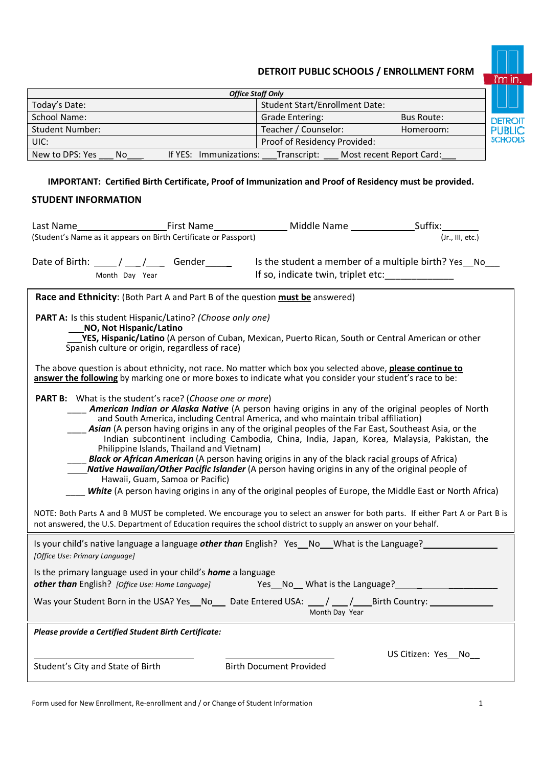# DETROIT PUBLIC SCHOOLS / ENROLLMENT FORM

| *Office Staff Only* | | |
|---|---|---|
| Today's Date: | Student Start/Enrollment Date: | |
| School Name: | Grade Entering: | Bus Route: |
| Student Number: | Teacher / Counselor: | Homeroom: |
| UIC: | Proof of Residency Provided: | |
| New to DPS: Yes ___ No___ If YES: Immunizations: ___Transcript: ___ Most recent Report Card:___ | | |

**IMPORTANT: Certified Birth Certificate, Proof of Immunization and Proof of Residency must be provided.**

## STUDENT INFORMATION

Last Name__________________First Name_______________ Middle Name _____________Suffix:________
(Student's Name as it appears on Birth Certificate or Passport) (Jr., III, etc.)

Date of Birth: _____ / ___ /____ Gender_____ Is the student a member of a multiple birth? Yes__No___
Month Day Year If so, indicate twin, triplet etc:_____________

**Race and Ethnicity**: (Both Part A and Part B of the question **must be** answered)

**PART A:** Is this student Hispanic/Latino? *(Choose only one)*

___**NO, Not Hispanic/Latino**

___**YES, Hispanic/Latino** (A person of Cuban, Mexican, Puerto Rican, South or Central American or other Spanish culture or origin, regardless of race)

The above question is about ethnicity, not race. No matter which box you selected above, **please continue to answer the following** by marking one or more boxes to indicate what you consider your student's race to be:

**PART B:** What is the student's race? (*Choose one or more*)

____ ***American Indian or Alaska Native*** (A person having origins in any of the original peoples of North and South America, including Central America, and who maintain tribal affiliation)

____ ***Asian*** (A person having origins in any of the original peoples of the Far East, Southeast Asia, or the Indian subcontinent including Cambodia, China, India, Japan, Korea, Malaysia, Pakistan, the Philippine Islands, Thailand and Vietnam)

____ ***Black or African American*** (A person having origins in any of the black racial groups of Africa)

____***Native Hawaiian/Other Pacific Islander*** (A person having origins in any of the original people of Hawaii, Guam, Samoa or Pacific)

____ ***White*** (A person having origins in any of the original peoples of Europe, the Middle East or North Africa)

NOTE: Both Parts A and B MUST be completed. We encourage you to select an answer for both parts. If either Part A or Part B is not answered, the U.S. Department of Education requires the school district to supply an answer on your behalf.

Is your child's native language a language ***other than*** English? Yes__No___What is the Language?________________
*[Office Use: Primary Language]*

Is the primary language used in your child's ***home*** a language ***other than*** English? *[Office Use: Home Language]* Yes__No__ What is the Language?_______________

Was your Student Born in the USA? Yes__No___ Date Entered USA: ___ / ___ /____Birth Country: _____________
Month Day Year

***Please provide a Certified Student Birth Certificate:***

______________________ ______________________ US Citizen: Yes__No__
Student's City and State of Birth Birth Document Provided

Form used for New Enrollment, Re-enrollment and / or Change of Student Information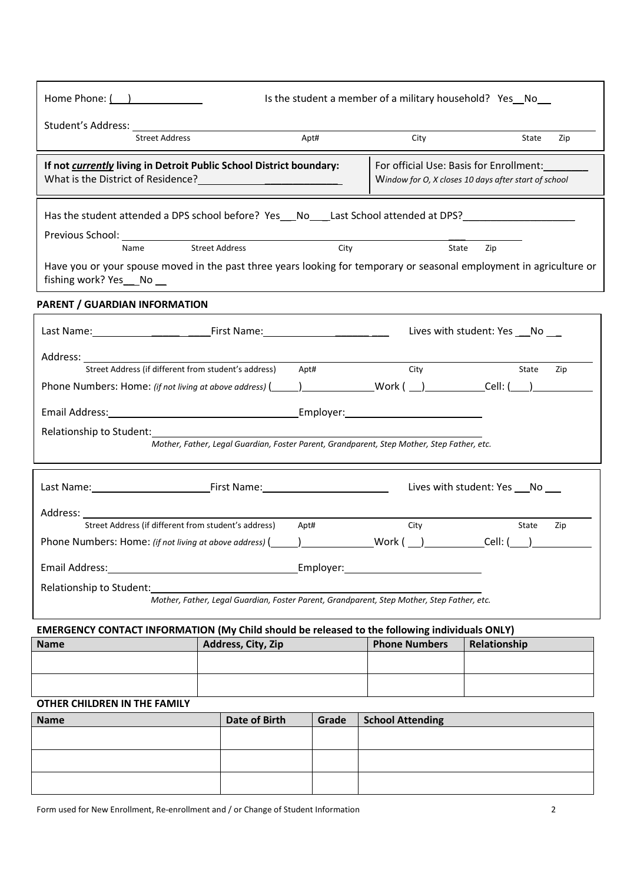Home Phone: (\_\_\_) \_\_\_\_\_\_\_\_\_\_\_\_\_ Is the student a member of a military household? Yes\_\_No\_\_

Student's Address: \_\_\_\_\_\_\_\_\_\_\_\_\_\_\_\_\_\_\_\_\_\_\_\_\_\_\_\_\_\_\_\_\_\_\_\_\_\_\_\_\_\_\_\_\_\_\_\_\_\_\_\_\_\_\_\_\_\_\_\_\_\_\_\_\_\_\_\_\_\_\_\_\_\_\_\_

Street Address Apt# City State Zip

**If not *currently* living in Detroit Public School District boundary:**
What is the District of Residence?\_\_\_\_\_\_\_\_\_\_\_\_\_\_\_\_\_\_\_\_\_\_\_\_\_\_\_\_

For official Use: Basis for Enrollment:\_\_\_\_\_\_\_\_
*Window for O, X closes 10 days after start of school*

Has the student attended a DPS school before? Yes\_\_\_No\_\_\_\_Last School attended at DPS?\_\_\_\_\_\_\_\_\_\_\_\_\_\_\_\_\_\_\_\_

Previous School: \_\_\_\_\_\_\_\_\_\_\_\_\_\_\_\_\_\_\_\_\_\_\_\_\_\_\_\_\_\_\_\_\_\_\_\_\_\_\_\_\_\_\_\_\_\_\_\_\_\_\_\_\_\_\_\_\_\_\_\_\_\_\_\_\_\_\_\_\_\_\_

Name Street Address City State Zip

Have you or your spouse moved in the past three years looking for temporary or seasonal employment in agriculture or fishing work? Yes\_\_\_No \_\_

## PARENT / GUARDIAN INFORMATION

Last Name:\_\_\_\_\_\_\_\_\_\_\_\_\_\_\_\_\_\_\_\_\_\_First Name:\_\_\_\_\_\_\_\_\_\_\_\_\_\_\_\_\_\_\_\_\_\_\_\_\_ Lives with student: Yes \_\_\_No \_\_\_

Address: \_\_\_\_\_\_\_\_\_\_\_\_\_\_\_\_\_\_\_\_\_\_\_\_\_\_\_\_\_\_\_\_\_\_\_\_\_\_\_\_\_\_\_\_\_\_\_\_\_\_\_\_\_\_\_\_\_\_\_\_\_\_\_\_\_\_\_\_\_\_\_\_\_\_\_\_\_\_\_\_\_\_\_\_\_\_

Street Address (if different from student's address) Apt# City State Zip

Phone Numbers: Home: *(if not living at above address)* (\_\_\_\_\_)\_\_\_\_\_\_\_\_\_\_\_\_\_Work ( \_\_)\_\_\_\_\_\_\_\_\_\_Cell: (\_\_\_)\_\_\_\_\_\_\_\_\_\_\_

Email Address:\_\_\_\_\_\_\_\_\_\_\_\_\_\_\_\_\_\_\_\_\_\_\_\_\_\_\_\_\_\_\_\_\_\_\_Employer:\_\_\_\_\_\_\_\_\_\_\_\_\_\_\_\_\_\_\_\_\_\_\_\_\_\_\_\_

Relationship to Student:\_\_\_\_\_\_\_\_\_\_\_\_\_\_\_\_\_\_\_\_\_\_\_\_\_\_\_\_\_\_\_\_\_\_\_\_\_\_\_\_\_\_\_\_\_\_\_\_\_\_\_\_\_\_\_\_\_\_\_\_\_\_\_

*Mother, Father, Legal Guardian, Foster Parent, Grandparent, Step Mother, Step Father, etc.*

Last Name:\_\_\_\_\_\_\_\_\_\_\_\_\_\_\_\_\_\_\_\_\_\_First Name:\_\_\_\_\_\_\_\_\_\_\_\_\_\_\_\_\_\_\_\_\_\_\_\_\_ Lives with student: Yes \_\_\_No \_\_\_

Address: \_\_\_\_\_\_\_\_\_\_\_\_\_\_\_\_\_\_\_\_\_\_\_\_\_\_\_\_\_\_\_\_\_\_\_\_\_\_\_\_\_\_\_\_\_\_\_\_\_\_\_\_\_\_\_\_\_\_\_\_\_\_\_\_\_\_\_\_\_\_\_\_\_\_\_\_\_\_\_\_\_\_\_\_\_\_

Street Address (if different from student's address) Apt# City State Zip

Phone Numbers: Home: *(if not living at above address)* (\_\_\_\_\_)\_\_\_\_\_\_\_\_\_\_\_\_\_Work ( \_\_)\_\_\_\_\_\_\_\_\_\_Cell: (\_\_\_)\_\_\_\_\_\_\_\_\_\_\_

Email Address:\_\_\_\_\_\_\_\_\_\_\_\_\_\_\_\_\_\_\_\_\_\_\_\_\_\_\_\_\_\_\_\_\_\_\_Employer:\_\_\_\_\_\_\_\_\_\_\_\_\_\_\_\_\_\_\_\_\_\_\_\_\_\_\_\_

Relationship to Student:\_\_\_\_\_\_\_\_\_\_\_\_\_\_\_\_\_\_\_\_\_\_\_\_\_\_\_\_\_\_\_\_\_\_\_\_\_\_\_\_\_\_\_\_\_\_\_\_\_\_\_\_\_\_\_\_\_\_\_\_\_\_\_

*Mother, Father, Legal Guardian, Foster Parent, Grandparent, Step Mother, Step Father, etc.*

## EMERGENCY CONTACT INFORMATION (My Child should be released to the following individuals ONLY)

| Name | Address, City, Zip | Phone Numbers | Relationship |
|---|---|---|---|
| | | | |
| | | | |

## OTHER CHILDREN IN THE FAMILY

| Name | Date of Birth | Grade | School Attending |
|---|---|---|---|
| | | | |
| | | | |
| | | | |

Form used for New Enrollment, Re-enrollment and / or Change of Student Information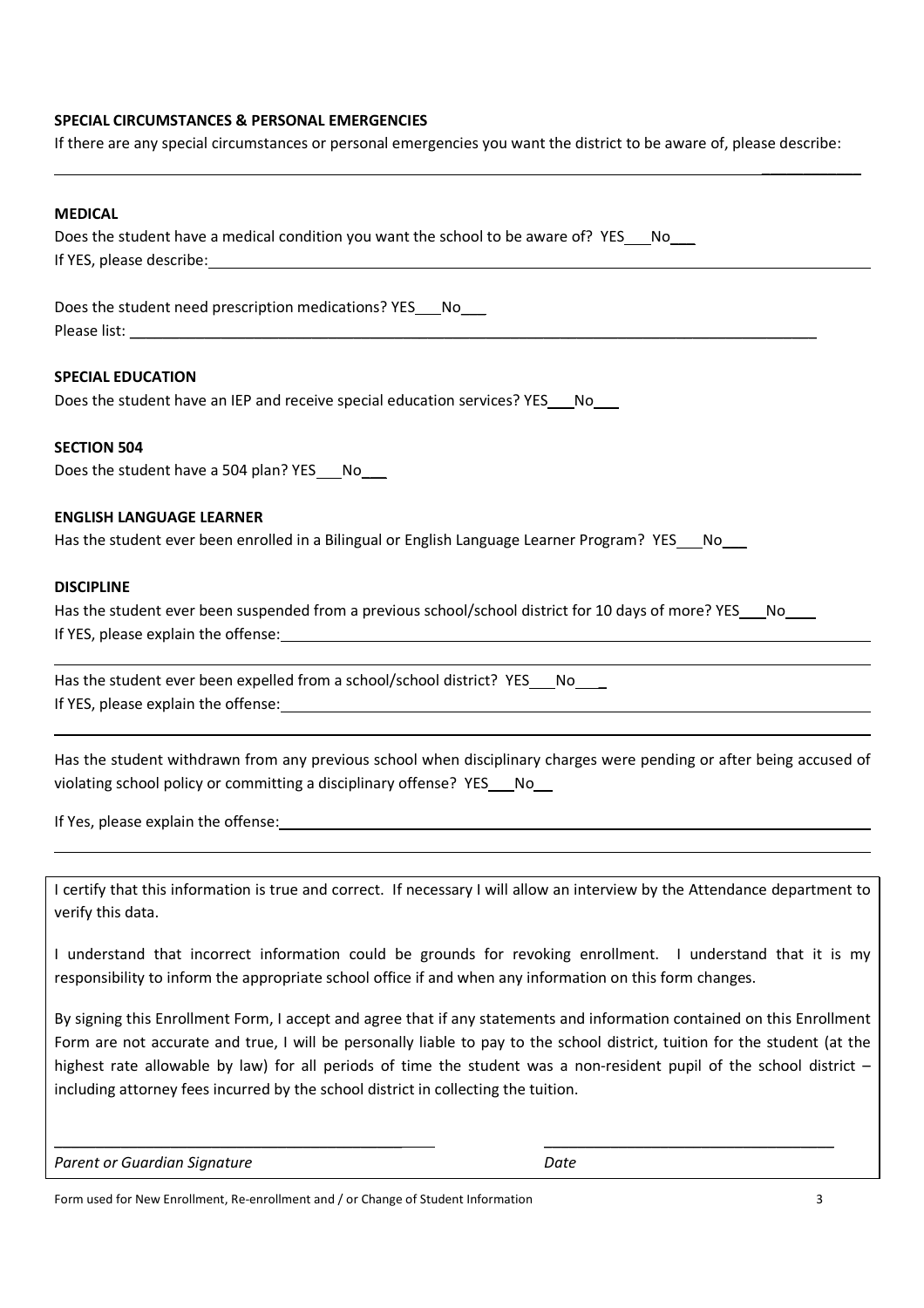**SPECIAL CIRCUMSTANCES & PERSONAL EMERGENCIES**

If there are any special circumstances or personal emergencies you want the district to be aware of, please describe:

______________________________________________________________________________

**MEDICAL**

Does the student have a medical condition you want the school to be aware of? YES___No___

If YES, please describe:______________________________________________________________________

Does the student need prescription medications? YES___No___

Please list: ______________________________________________________________________

**SPECIAL EDUCATION**

Does the student have an IEP and receive special education services? YES___No___

**SECTION 504**

Does the student have a 504 plan? YES___No___

**ENGLISH LANGUAGE LEARNER**

Has the student ever been enrolled in a Bilingual or English Language Learner Program? YES___No___

**DISCIPLINE**

Has the student ever been suspended from a previous school/school district for 10 days of more? YES___No____

If YES, please explain the offense:______________________________________________________________________

______________________________________________________________________________

Has the student ever been expelled from a school/school district? YES___No____

If YES, please explain the offense:______________________________________________________________________

______________________________________________________________________________

Has the student withdrawn from any previous school when disciplinary charges were pending or after being accused of violating school policy or committing a disciplinary offense? YES___No__

If Yes, please explain the offense:______________________________________________________________________

______________________________________________________________________________

I certify that this information is true and correct. If necessary I will allow an interview by the Attendance department to verify this data.

I understand that incorrect information could be grounds for revoking enrollment. I understand that it is my responsibility to inform the appropriate school office if and when any information on this form changes.

By signing this Enrollment Form, I accept and agree that if any statements and information contained on this Enrollment Form are not accurate and true, I will be personally liable to pay to the school district, tuition for the student (at the highest rate allowable by law) for all periods of time the student was a non-resident pupil of the school district – including attorney fees incurred by the school district in collecting the tuition.

______________________________ ______________________________

*Parent or Guardian Signature* *Date*

Form used for New Enrollment, Re-enrollment and / or Change of Student Information